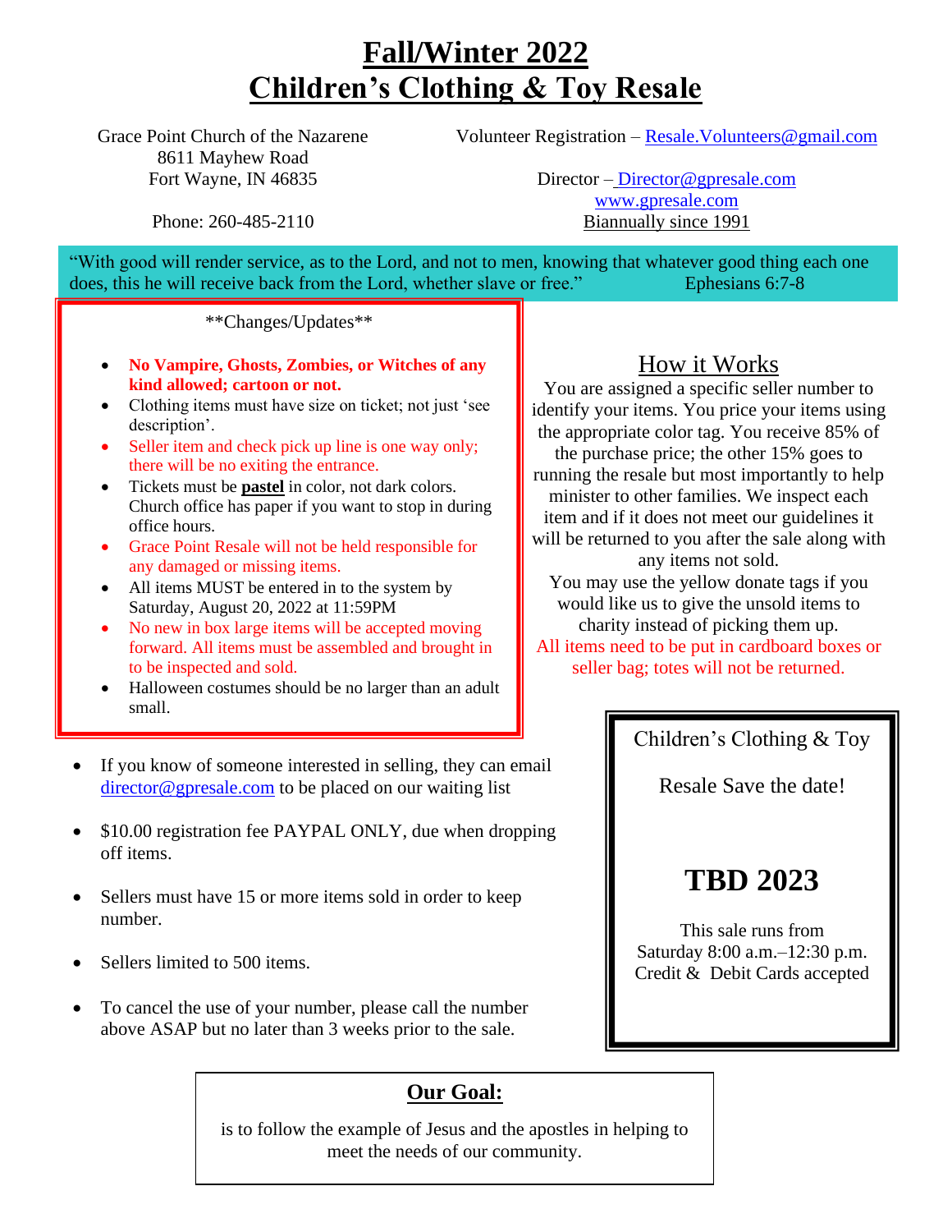# Fall/Winter 2022
# Children's Clothing & Toy Resale

Grace Point Church of the Nazarene
8611 Mayhew Road
Fort Wayne, IN 46835

Phone: 260-485-2110

Volunteer Registration – Resale.Volunteers@gmail.com

Director – Director@gpresale.com
www.gpresale.com
Biannually since 1991

"With good will render service, as to the Lord, and not to men, knowing that whatever good thing each one does, this he will receive back from the Lord, whether slave or free." Ephesians 6:7-8

**Changes/Updates**

- **No Vampire, Ghosts, Zombies, or Witches of any kind allowed; cartoon or not.**
- Clothing items must have size on ticket; not just 'see description'.
- Seller item and check pick up line is one way only; there will be no exiting the entrance.
- Tickets must be **pastel** in color, not dark colors. Church office has paper if you want to stop in during office hours.
- Grace Point Resale will not be held responsible for any damaged or missing items.
- All items MUST be entered in to the system by Saturday, August 20, 2022 at 11:59PM
- No new in box large items will be accepted moving forward. All items must be assembled and brought in to be inspected and sold.
- Halloween costumes should be no larger than an adult small.

## How it Works

You are assigned a specific seller number to identify your items. You price your items using the appropriate color tag. You receive 85% of the purchase price; the other 15% goes to running the resale but most importantly to help minister to other families. We inspect each item and if it does not meet our guidelines it will be returned to you after the sale along with any items not sold.

You may use the yellow donate tags if you would like us to give the unsold items to charity instead of picking them up.

All items need to be put in cardboard boxes or seller bag; totes will not be returned.

- If you know of someone interested in selling, they can email director@gpresale.com to be placed on our waiting list
- $10.00 registration fee PAYPAL ONLY, due when dropping off items.
- Sellers must have 15 or more items sold in order to keep number.
- Sellers limited to 500 items.
- To cancel the use of your number, please call the number above ASAP but no later than 3 weeks prior to the sale.

Children's Clothing & Toy

Resale Save the date!

**TBD 2023**

This sale runs from
Saturday 8:00 a.m.–12:30 p.m.
Credit & Debit Cards accepted

**Our Goal:**

is to follow the example of Jesus and the apostles in helping to meet the needs of our community.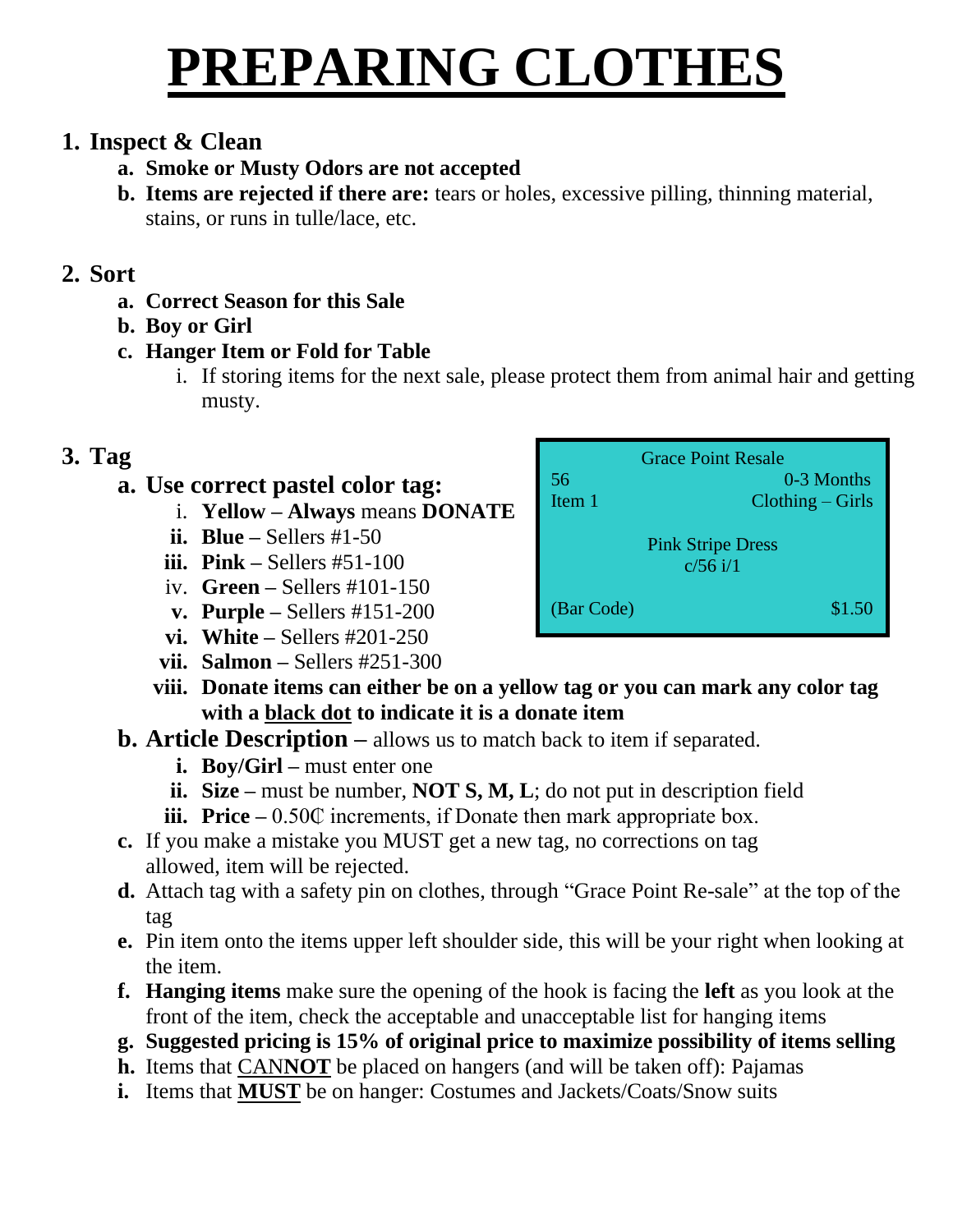# PREPARING CLOTHES

1. **Inspect & Clean**
    a. **Smoke or Musty Odors are not accepted**
    b. **Items are rejected if there are:** tears or holes, excessive pilling, thinning material, stains, or runs in tulle/lace, etc.

2. **Sort**
    a. **Correct Season for this Sale**
    b. **Boy or Girl**
    c. **Hanger Item or Fold for Table**
        i. If storing items for the next sale, please protect them from animal hair and getting musty.

3. **Tag**
    a. **Use correct pastel color tag:**
        i. **Yellow – Always** means **DONATE**
        ii. **Blue –** Sellers #1-50
        iii. **Pink –** Sellers #51-100
        iv. **Green –** Sellers #101-150
        v. **Purple –** Sellers #151-200
        vi. **White –** Sellers #201-250
        vii. **Salmon –** Sellers #251-300
        viii. **Donate items can either be on a yellow tag or you can mark any color tag with a <u>black dot</u> to indicate it is a donate item**

| Grace Point Resale | |
|---|---|
| 56 | 0-3 Months |
| Item 1 | Clothing – Girls |
| Pink Stripe Dress<br>c/56 i/1 | |
| (Bar Code) | $1.50 |

    b. **Article Description –** allows us to match back to item if separated.
        i. **Boy/Girl –** must enter one
        ii. **Size –** must be number, **NOT S, M, L**; do not put in description field
        iii. **Price –** 0.50₵ increments, if Donate then mark appropriate box.
    c. If you make a mistake you MUST get a new tag, no corrections on tag allowed, item will be rejected.
    d. Attach tag with a safety pin on clothes, through "Grace Point Re-sale" at the top of the tag
    e. Pin item onto the items upper left shoulder side, this will be your right when looking at the item.
    f. **Hanging items** make sure the opening of the hook is facing the **left** as you look at the front of the item, check the acceptable and unacceptable list for hanging items
    g. **Suggested pricing is 15% of original price to maximize possibility of items selling**
    h. Items that <u>CAN**NOT**</u> be placed on hangers (and will be taken off): Pajamas
    i. Items that <u>**MUST**</u> be on hanger: Costumes and Jackets/Coats/Snow suits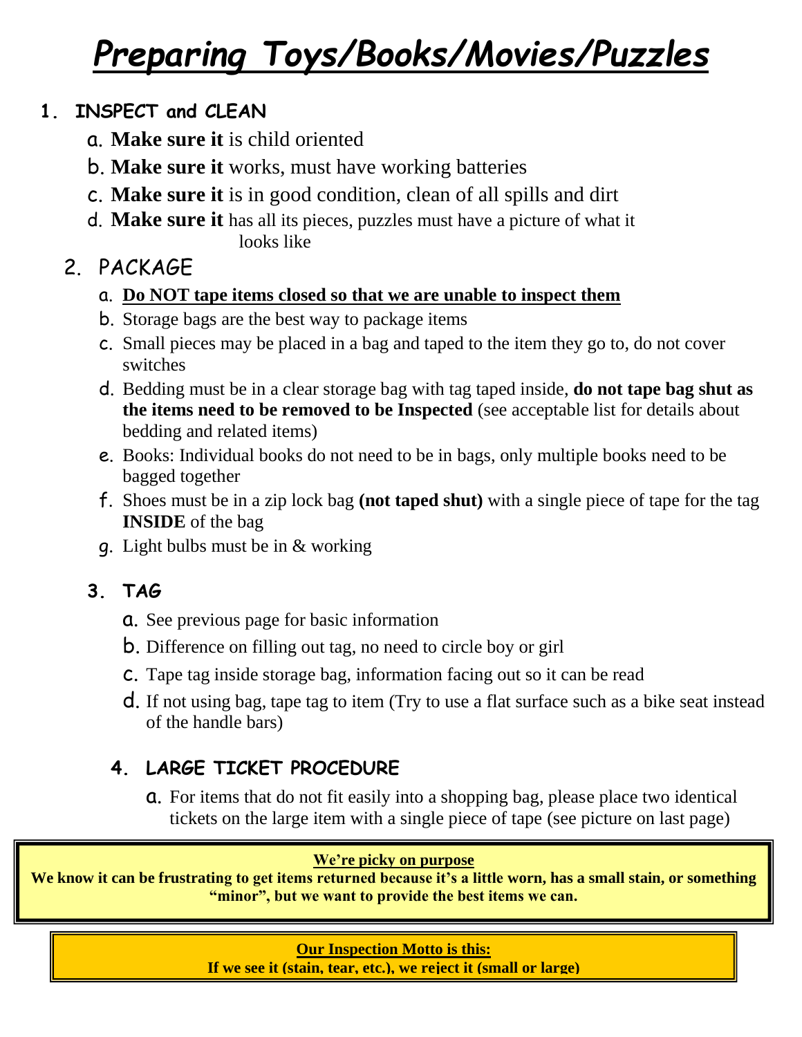# *Preparing Toys/Books/Movies/Puzzles*

1. **INSPECT and CLEAN**
   a. **Make sure it** is child oriented
   b. **Make sure it** works, must have working batteries
   c. **Make sure it** is in good condition, clean of all spills and dirt
   d. **Make sure it** has all its pieces, puzzles must have a picture of what it looks like

2. PACKAGE
   a. **<u>Do NOT tape items closed so that we are unable to inspect them</u>**
   b. Storage bags are the best way to package items
   c. Small pieces may be placed in a bag and taped to the item they go to, do not cover switches
   d. Bedding must be in a clear storage bag with tag taped inside, **do not tape bag shut as the items need to be removed to be Inspected** (see acceptable list for details about bedding and related items)
   e. Books: Individual books do not need to be in bags, only multiple books need to be bagged together
   f. Shoes must be in a zip lock bag **(not taped shut)** with a single piece of tape for the tag **INSIDE** of the bag
   g. Light bulbs must be in & working

3. **TAG**
   a. See previous page for basic information
   b. Difference on filling out tag, no need to circle boy or girl
   c. Tape tag inside storage bag, information facing out so it can be read
   d. If not using bag, tape tag to item (Try to use a flat surface such as a bike seat instead of the handle bars)

4. **LARGE TICKET PROCEDURE**
   a. For items that do not fit easily into a shopping bag, please place two identical tickets on the large item with a single piece of tape (see picture on last page)

**<u>We're picky on purpose</u>**
**We know it can be frustrating to get items returned because it's a little worn, has a small stain, or something "minor", but we want to provide the best items we can.**

**<u>Our Inspection Motto is this:</u>**
**If we see it (stain, tear, etc.), we reject it (small or large)**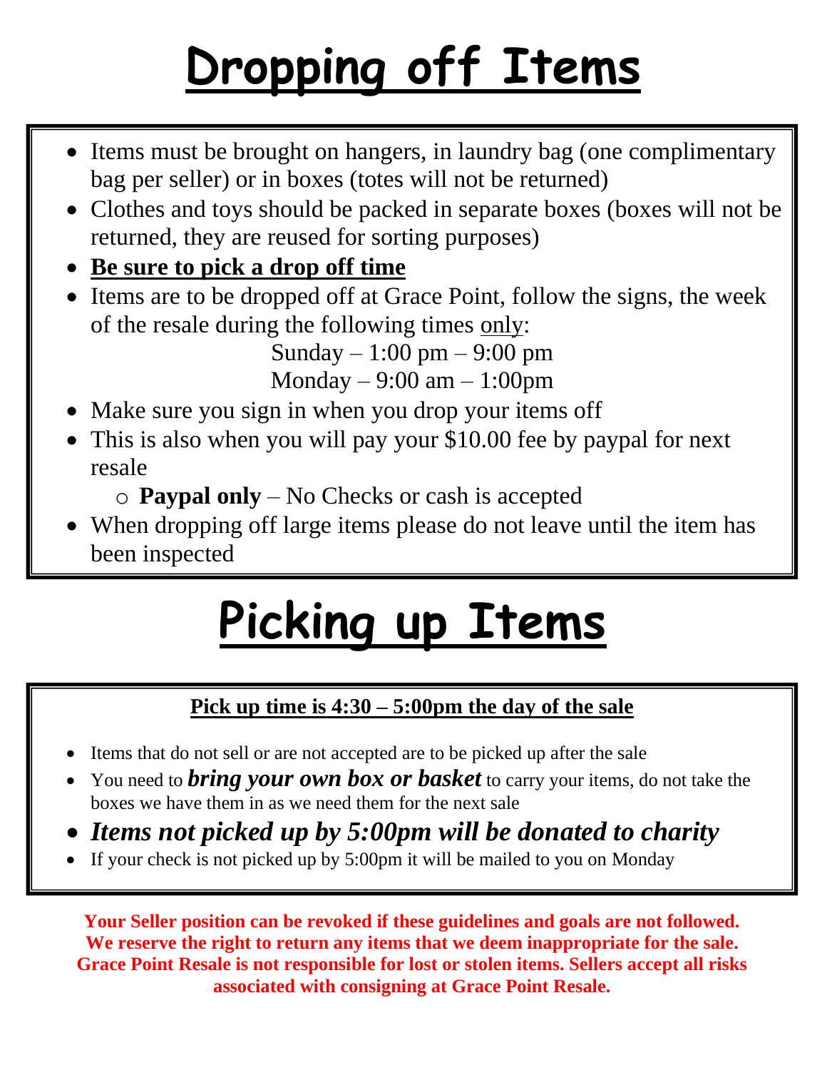# Dropping off Items

- Items must be brought on hangers, in laundry bag (one complimentary bag per seller) or in boxes (totes will not be returned)
- Clothes and toys should be packed in separate boxes (boxes will not be returned, they are reused for sorting purposes)
- **Be sure to pick a drop off time**
- Items are to be dropped off at Grace Point, follow the signs, the week of the resale during the following times only:

  Sunday – 1:00 pm – 9:00 pm

  Monday – 9:00 am – 1:00pm
- Make sure you sign in when you drop your items off
- This is also when you will pay your $10.00 fee by paypal for next resale
  - **Paypal only** – No Checks or cash is accepted
- When dropping off large items please do not leave until the item has been inspected

# Picking up Items

**Pick up time is 4:30 – 5:00pm the day of the sale**

- Items that do not sell or are not accepted are to be picked up after the sale
- You need to ***bring your own box or basket*** to carry your items, do not take the boxes we have them in as we need them for the next sale
- ***Items not picked up by 5:00pm will be donated to charity***
- If your check is not picked up by 5:00pm it will be mailed to you on Monday

**Your Seller position can be revoked if these guidelines and goals are not followed. We reserve the right to return any items that we deem inappropriate for the sale. Grace Point Resale is not responsible for lost or stolen items. Sellers accept all risks associated with consigning at Grace Point Resale.**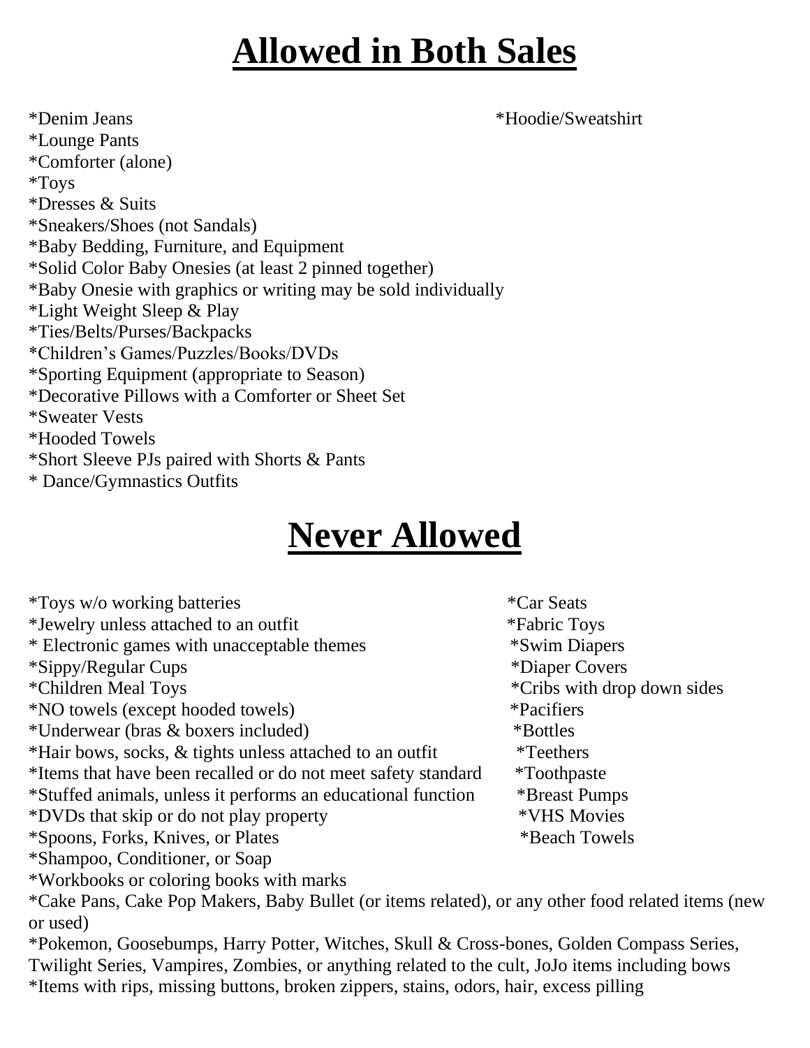# **Allowed in Both Sales**

*Denim Jeans
*Hoodie/Sweatshirt
*Lounge Pants
*Comforter (alone)
*Toys
*Dresses & Suits
*Sneakers/Shoes (not Sandals)
*Baby Bedding, Furniture, and Equipment
*Solid Color Baby Onesies (at least 2 pinned together)
*Baby Onesie with graphics or writing may be sold individually
*Light Weight Sleep & Play
*Ties/Belts/Purses/Backpacks
*Children's Games/Puzzles/Books/DVDs
*Sporting Equipment (appropriate to Season)
*Decorative Pillows with a Comforter or Sheet Set
*Sweater Vests
*Hooded Towels
*Short Sleeve PJs paired with Shorts & Pants
* Dance/Gymnastics Outfits

# **Never Allowed**

*Toys w/o working batteries
*Jewelry unless attached to an outfit
* Electronic games with unacceptable themes
*Sippy/Regular Cups
*Children Meal Toys
*NO towels (except hooded towels)
*Underwear (bras & boxers included)
*Hair bows, socks, & tights unless attached to an outfit
*Items that have been recalled or do not meet safety standard
*Stuffed animals, unless it performs an educational function
*DVDs that skip or do not play property
*Spoons, Forks, Knives, or Plates
*Shampoo, Conditioner, or Soap
*Workbooks or coloring books with marks
*Cake Pans, Cake Pop Makers, Baby Bullet (or items related), or any other food related items (new or used)
*Pokemon, Goosebumps, Harry Potter, Witches, Skull & Cross-bones, Golden Compass Series, Twilight Series, Vampires, Zombies, or anything related to the cult, JoJo items including bows
*Items with rips, missing buttons, broken zippers, stains, odors, hair, excess pilling

*Car Seats
*Fabric Toys
*Swim Diapers
*Diaper Covers
*Cribs with drop down sides
*Pacifiers
*Bottles
*Teethers
*Toothpaste
*Breast Pumps
*VHS Movies
*Beach Towels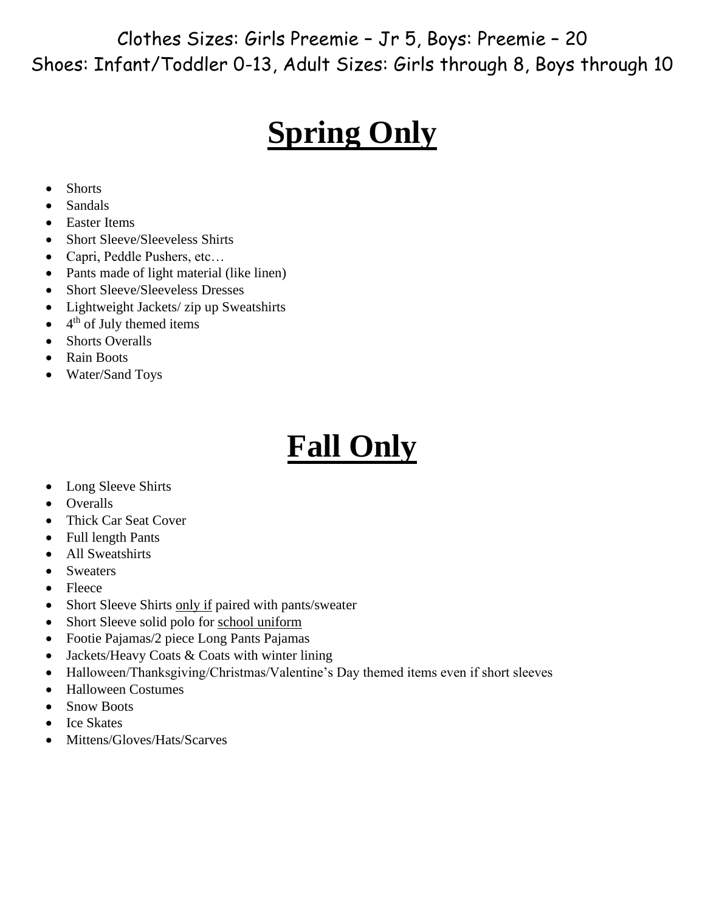Clothes Sizes: Girls Preemie – Jr 5, Boys: Preemie – 20
Shoes: Infant/Toddler 0-13, Adult Sizes: Girls through 8, Boys through 10

# Spring Only

- Shorts
- Sandals
- Easter Items
- Short Sleeve/Sleeveless Shirts
- Capri, Peddle Pushers, etc…
- Pants made of light material (like linen)
- Short Sleeve/Sleeveless Dresses
- Lightweight Jackets/ zip up Sweatshirts
- 4th of July themed items
- Shorts Overalls
- Rain Boots
- Water/Sand Toys

# Fall Only

- Long Sleeve Shirts
- Overalls
- Thick Car Seat Cover
- Full length Pants
- All Sweatshirts
- Sweaters
- Fleece
- Short Sleeve Shirts <u>only if</u> paired with pants/sweater
- Short Sleeve solid polo for <u>school uniform</u>
- Footie Pajamas/2 piece Long Pants Pajamas
- Jackets/Heavy Coats & Coats with winter lining
- Halloween/Thanksgiving/Christmas/Valentine's Day themed items even if short sleeves
- Halloween Costumes
- Snow Boots
- Ice Skates
- Mittens/Gloves/Hats/Scarves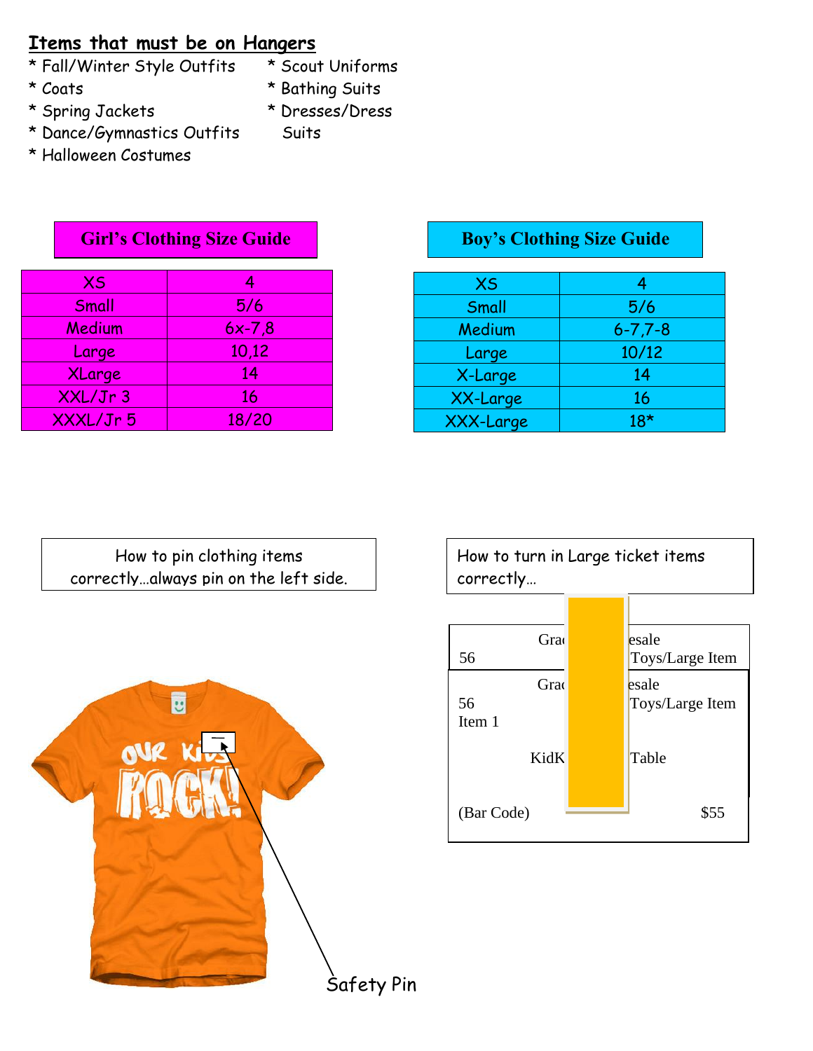## Items that must be on Hangers

* Fall/Winter Style Outfits
* Coats
* Spring Jackets
* Dance/Gymnastics Outfits
* Halloween Costumes
* Scout Uniforms
* Bathing Suits
* Dresses/Dress Suits

**Girl's Clothing Size Guide**

| | |
|---|---|
| XS | 4 |
| Small | 5/6 |
| Medium | 6x-7,8 |
| Large | 10,12 |
| XLarge | 14 |
| XXL/Jr 3 | 16 |
| XXXL/Jr 5 | 18/20 |

**Boy's Clothing Size Guide**

| | |
|---|---|
| XS | 4 |
| Small | 5/6 |
| Medium | 6-7,7-8 |
| Large | 10/12 |
| X-Large | 14 |
| XX-Large | 16 |
| XXX-Large | 18* |

How to pin clothing items correctly…always pin on the left side.

Safety Pin

How to turn in Large ticket items correctly…

Grad esale
56 Toys/Large Item

Grad esale
56 Toys/Large Item
Item 1

KidK Table

(Bar Code) $55